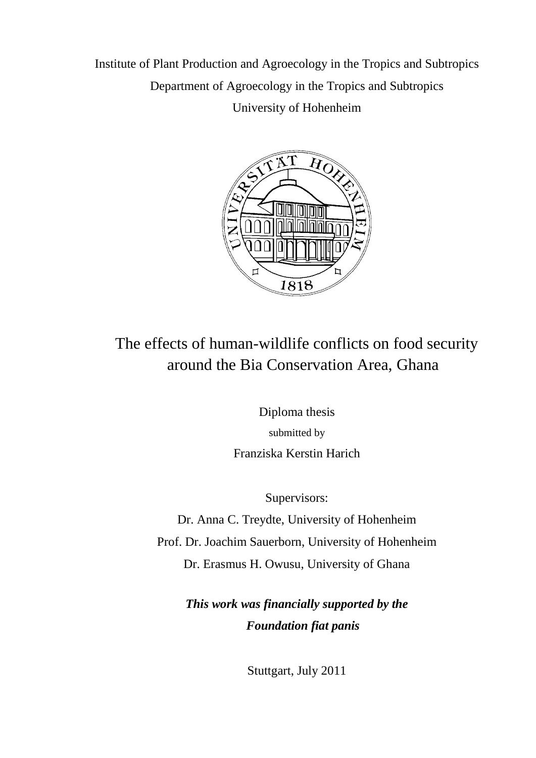Institute of Plant Production and Agroecology in the Tropics and Subtropics

Department of Agroecology in the Tropics and Subtropics

University of Hohenheim

# The effects of human-wildlife conflicts on food security around the Bia Conservation Area, Ghana

Diploma thesis

submitted by

Franziska Kerstin Harich

Supervisors:

Dr. Anna C. Treydte, University of Hohenheim

Prof. Dr. Joachim Sauerborn, University of Hohenheim

Dr. Erasmus H. Owusu, University of Ghana

***This work was financially supported by the Foundation fiat panis***

Stuttgart, July 2011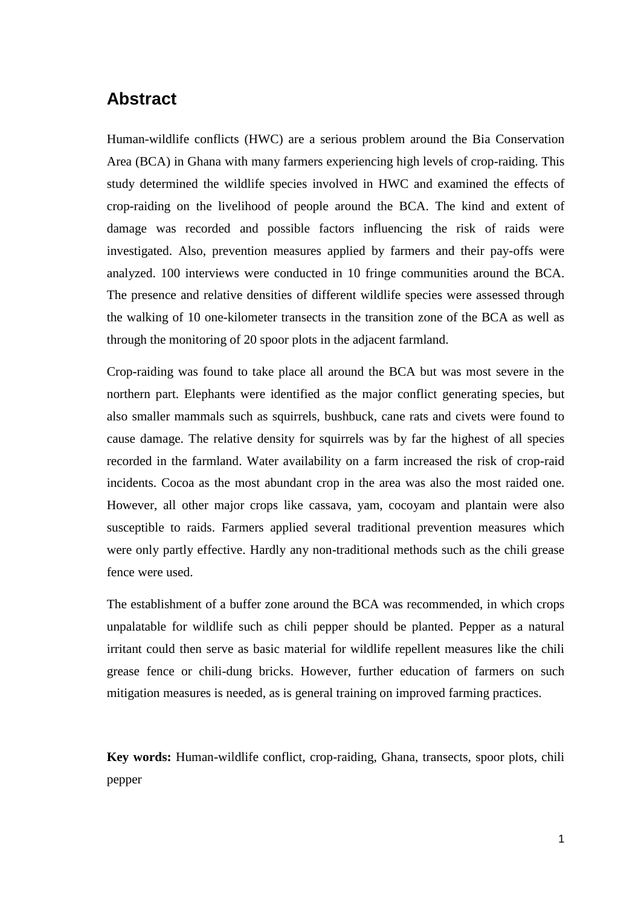## Abstract

Human-wildlife conflicts (HWC) are a serious problem around the Bia Conservation Area (BCA) in Ghana with many farmers experiencing high levels of crop-raiding. This study determined the wildlife species involved in HWC and examined the effects of crop-raiding on the livelihood of people around the BCA. The kind and extent of damage was recorded and possible factors influencing the risk of raids were investigated. Also, prevention measures applied by farmers and their pay-offs were analyzed. 100 interviews were conducted in 10 fringe communities around the BCA. The presence and relative densities of different wildlife species were assessed through the walking of 10 one-kilometer transects in the transition zone of the BCA as well as through the monitoring of 20 spoor plots in the adjacent farmland.

Crop-raiding was found to take place all around the BCA but was most severe in the northern part. Elephants were identified as the major conflict generating species, but also smaller mammals such as squirrels, bushbuck, cane rats and civets were found to cause damage. The relative density for squirrels was by far the highest of all species recorded in the farmland. Water availability on a farm increased the risk of crop-raid incidents. Cocoa as the most abundant crop in the area was also the most raided one. However, all other major crops like cassava, yam, cocoyam and plantain were also susceptible to raids. Farmers applied several traditional prevention measures which were only partly effective. Hardly any non-traditional methods such as the chili grease fence were used.

The establishment of a buffer zone around the BCA was recommended, in which crops unpalatable for wildlife such as chili pepper should be planted. Pepper as a natural irritant could then serve as basic material for wildlife repellent measures like the chili grease fence or chili-dung bricks. However, further education of farmers on such mitigation measures is needed, as is general training on improved farming practices.

**Key words:** Human-wildlife conflict, crop-raiding, Ghana, transects, spoor plots, chili pepper